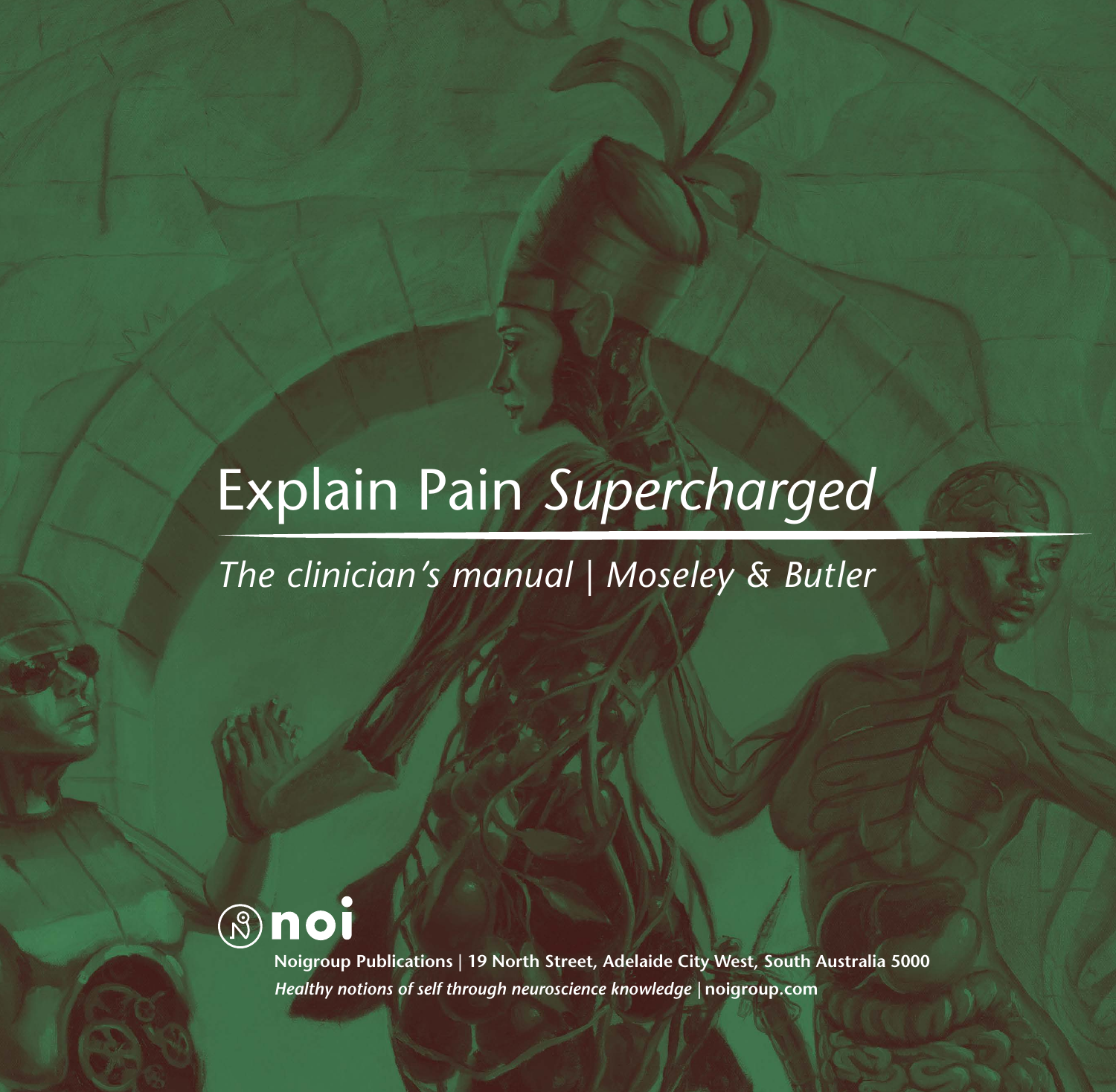# Explain Pain *Supercharged*

*The clinician's manual | Moseley & Butler*

**noi**

**Noigroup Publications | 19 North Street, Adelaide City West, South Australia 5000**

***Healthy notions of self through neuroscience knowledge* | noigroup.com**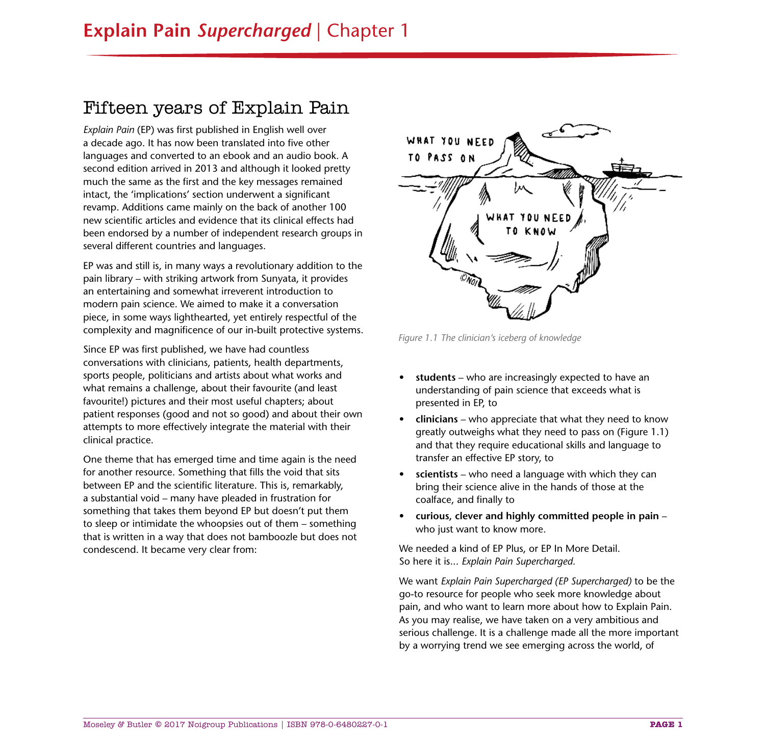# Fifteen years of Explain Pain

*Explain Pain* (EP) was first published in English well over a decade ago. It has now been translated into five other languages and converted to an ebook and an audio book. A second edition arrived in 2013 and although it looked pretty much the same as the first and the key messages remained intact, the 'implications' section underwent a significant revamp. Additions came mainly on the back of another 100 new scientific articles and evidence that its clinical effects had been endorsed by a number of independent research groups in several different countries and languages.

EP was and still is, in many ways a revolutionary addition to the pain library – with striking artwork from Sunyata, it provides an entertaining and somewhat irreverent introduction to modern pain science. We aimed to make it a conversation piece, in some ways lighthearted, yet entirely respectful of the complexity and magnificence of our in-built protective systems.

Since EP was first published, we have had countless conversations with clinicians, patients, health departments, sports people, politicians and artists about what works and what remains a challenge, about their favourite (and least favourite!) pictures and their most useful chapters; about patient responses (good and not so good) and about their own attempts to more effectively integrate the material with their clinical practice.

One theme that has emerged time and time again is the need for another resource. Something that fills the void that sits between EP and the scientific literature. This is, remarkably, a substantial void – many have pleaded in frustration for something that takes them beyond EP but doesn't put them to sleep or intimidate the whoopsies out of them – something that is written in a way that does not bamboozle but does not condescend. It became very clear from:

*Figure 1.1 The clinician's iceberg of knowledge*

- **students** – who are increasingly expected to have an understanding of pain science that exceeds what is presented in EP, to
- **clinicians** – who appreciate that what they need to know greatly outweighs what they need to pass on (Figure 1.1) and that they require educational skills and language to transfer an effective EP story, to
- **scientists** – who need a language with which they can bring their science alive in the hands of those at the coalface, and finally to
- **curious, clever and highly committed people in pain** – who just want to know more.

We needed a kind of EP Plus, or EP In More Detail. So here it is... *Explain Pain Supercharged.*

We want *Explain Pain Supercharged (EP Supercharged)* to be the go-to resource for people who seek more knowledge about pain, and who want to learn more about how to Explain Pain. As you may realise, we have taken on a very ambitious and serious challenge. It is a challenge made all the more important by a worrying trend we see emerging across the world, of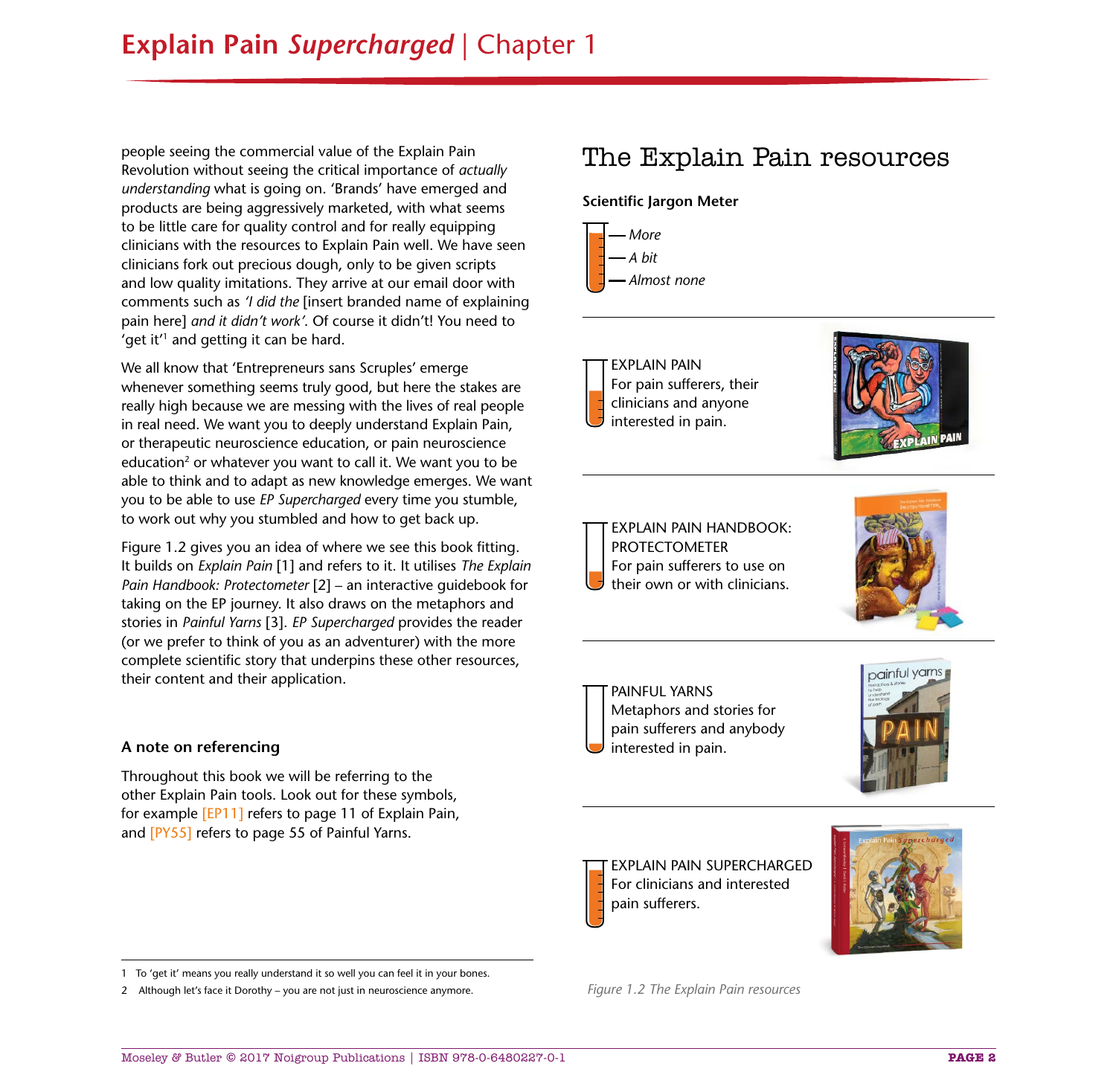people seeing the commercial value of the Explain Pain Revolution without seeing the critical importance of *actually understanding* what is going on. 'Brands' have emerged and products are being aggressively marketed, with what seems to be little care for quality control and for really equipping clinicians with the resources to Explain Pain well. We have seen clinicians fork out precious dough, only to be given scripts and low quality imitations. They arrive at our email door with comments such as *'I did the* [insert branded name of explaining pain here] *and it didn't work'*. Of course it didn't! You need to 'get it'[1] and getting it can be hard.

We all know that 'Entrepreneurs sans Scruples' emerge whenever something seems truly good, but here the stakes are really high because we are messing with the lives of real people in real need. We want you to deeply understand Explain Pain, or therapeutic neuroscience education, or pain neuroscience education[2] or whatever you want to call it. We want you to be able to think and to adapt as new knowledge emerges. We want you to be able to use *EP Supercharged* every time you stumble, to work out why you stumbled and how to get back up.

Figure 1.2 gives you an idea of where we see this book fitting. It builds on *Explain Pain* [1] and refers to it. It utilises *The Explain Pain Handbook: Protectometer* [2] – an interactive guidebook for taking on the EP journey. It also draws on the metaphors and stories in *Painful Yarns* [3]. *EP Supercharged* provides the reader (or we prefer to think of you as an adventurer) with the more complete scientific story that underpins these other resources, their content and their application.

### A note on referencing

Throughout this book we will be referring to the other Explain Pain tools. Look out for these symbols, for example [EP11] refers to page 11 of Explain Pain, and [PY55] refers to page 55 of Painful Yarns.

## The Explain Pain resources

**Scientific Jargon Meter**

- *More*
- *A bit*
- *Almost none*

EXPLAIN PAIN
For pain sufferers, their clinicians and anyone interested in pain.

EXPLAIN PAIN HANDBOOK: PROTECTOMETER
For pain sufferers to use on their own or with clinicians.

PAINFUL YARNS
Metaphors and stories for pain sufferers and anybody interested in pain.

EXPLAIN PAIN SUPERCHARGED
For clinicians and interested pain sufferers.

*Figure 1.2 The Explain Pain resources*

---

1 To 'get it' means you really understand it so well you can feel it in your bones.

2 Although let's face it Dorothy – you are not just in neuroscience anymore.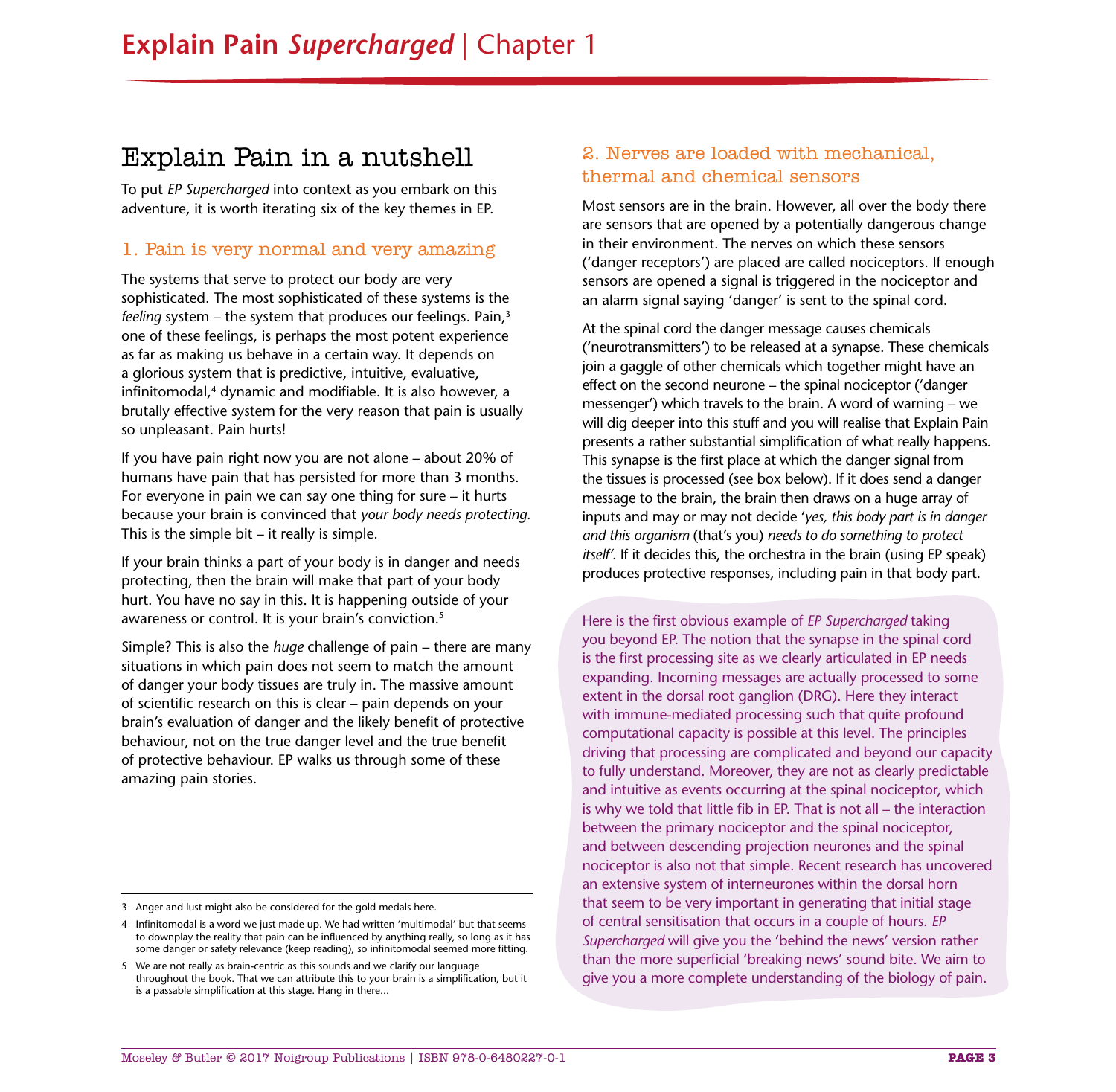## Explain Pain in a nutshell

To put *EP Supercharged* into context as you embark on this adventure, it is worth iterating six of the key themes in EP.

### 1. Pain is very normal and very amazing

The systems that serve to protect our body are very sophisticated. The most sophisticated of these systems is the *feeling* system – the system that produces our feelings. Pain,[3] one of these feelings, is perhaps the most potent experience as far as making us behave in a certain way. It depends on a glorious system that is predictive, intuitive, evaluative, infinitomodal,[4] dynamic and modifiable. It is also however, a brutally effective system for the very reason that pain is usually so unpleasant. Pain hurts!

If you have pain right now you are not alone – about 20% of humans have pain that has persisted for more than 3 months. For everyone in pain we can say one thing for sure – it hurts because your brain is convinced that *your body needs protecting.* This is the simple bit – it really is simple.

If your brain thinks a part of your body is in danger and needs protecting, then the brain will make that part of your body hurt. You have no say in this. It is happening outside of your awareness or control. It is your brain's conviction.[5]

Simple? This is also the *huge* challenge of pain – there are many situations in which pain does not seem to match the amount of danger your body tissues are truly in. The massive amount of scientific research on this is clear – pain depends on your brain's evaluation of danger and the likely benefit of protective behaviour, not on the true danger level and the true benefit of protective behaviour. EP walks us through some of these amazing pain stories.

### 2. Nerves are loaded with mechanical, thermal and chemical sensors

Most sensors are in the brain. However, all over the body there are sensors that are opened by a potentially dangerous change in their environment. The nerves on which these sensors ('danger receptors') are placed are called nociceptors. If enough sensors are opened a signal is triggered in the nociceptor and an alarm signal saying 'danger' is sent to the spinal cord.

At the spinal cord the danger message causes chemicals ('neurotransmitters') to be released at a synapse. These chemicals join a gaggle of other chemicals which together might have an effect on the second neurone – the spinal nociceptor ('danger messenger') which travels to the brain. A word of warning – we will dig deeper into this stuff and you will realise that Explain Pain presents a rather substantial simplification of what really happens. This synapse is the first place at which the danger signal from the tissues is processed (see box below). If it does send a danger message to the brain, the brain then draws on a huge array of inputs and may or may not decide '*yes, this body part is in danger and this organism* (that's you) *needs to do something to protect itself'*. If it decides this, the orchestra in the brain (using EP speak) produces protective responses, including pain in that body part.

> Here is the first obvious example of *EP Supercharged* taking you beyond EP. The notion that the synapse in the spinal cord is the first processing site as we clearly articulated in EP needs expanding. Incoming messages are actually processed to some extent in the dorsal root ganglion (DRG). Here they interact with immune-mediated processing such that quite profound computational capacity is possible at this level. The principles driving that processing are complicated and beyond our capacity to fully understand. Moreover, they are not as clearly predictable and intuitive as events occurring at the spinal nociceptor, which is why we told that little fib in EP. That is not all – the interaction between the primary nociceptor and the spinal nociceptor, and between descending projection neurones and the spinal nociceptor is also not that simple. Recent research has uncovered an extensive system of interneurones within the dorsal horn that seem to be very important in generating that initial stage of central sensitisation that occurs in a couple of hours. *EP Supercharged* will give you the 'behind the news' version rather than the more superficial 'breaking news' sound bite. We aim to give you a more complete understanding of the biology of pain.

---

[3] Anger and lust might also be considered for the gold medals here.

[4] Infinitomodal is a word we just made up. We had written 'multimodal' but that seems to downplay the reality that pain can be influenced by anything really, so long as it has some danger or safety relevance (keep reading), so infinitomodal seemed more fitting.

[5] We are not really as brain-centric as this sounds and we clarify our language throughout the book. That we can attribute this to your brain is a simplification, but it is a passable simplification at this stage. Hang in there...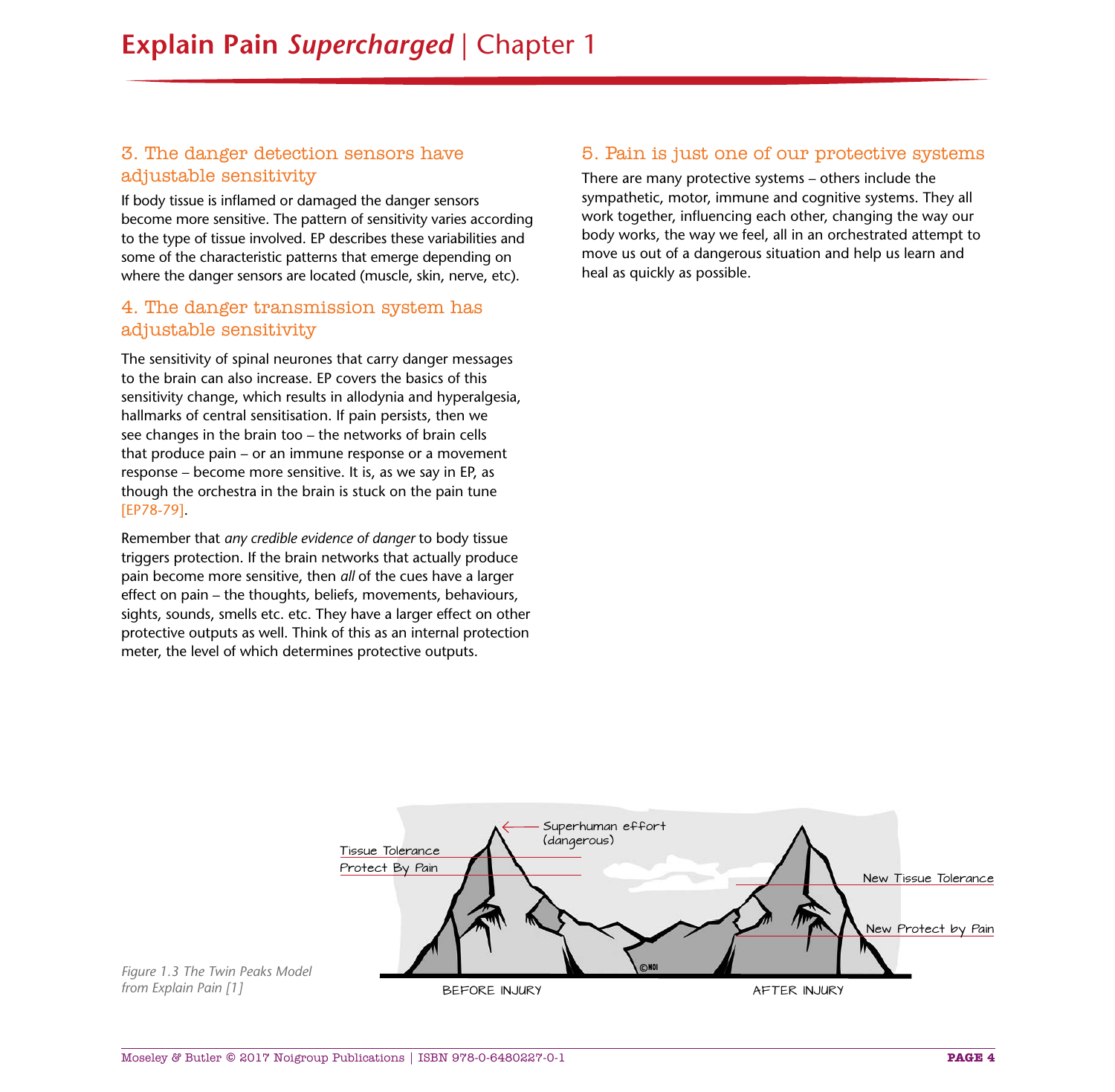### 3. The danger detection sensors have adjustable sensitivity

If body tissue is inflamed or damaged the danger sensors become more sensitive. The pattern of sensitivity varies according to the type of tissue involved. EP describes these variabilities and some of the characteristic patterns that emerge depending on where the danger sensors are located (muscle, skin, nerve, etc).

### 4. The danger transmission system has adjustable sensitivity

The sensitivity of spinal neurones that carry danger messages to the brain can also increase. EP covers the basics of this sensitivity change, which results in allodynia and hyperalgesia, hallmarks of central sensitisation. If pain persists, then we see changes in the brain too – the networks of brain cells that produce pain – or an immune response or a movement response – become more sensitive. It is, as we say in EP, as though the orchestra in the brain is stuck on the pain tune [EP78-79].

Remember that *any credible evidence of danger* to body tissue triggers protection. If the brain networks that actually produce pain become more sensitive, then *all* of the cues have a larger effect on pain – the thoughts, beliefs, movements, behaviours, sights, sounds, smells etc. etc. They have a larger effect on other protective outputs as well. Think of this as an internal protection meter, the level of which determines protective outputs.

### 5. Pain is just one of our protective systems

There are many protective systems – others include the sympathetic, motor, immune and cognitive systems. They all work together, influencing each other, changing the way our body works, the way we feel, all in an orchestrated attempt to move us out of a dangerous situation and help us learn and heal as quickly as possible.

*Figure 1.3 The Twin Peaks Model from Explain Pain [1]*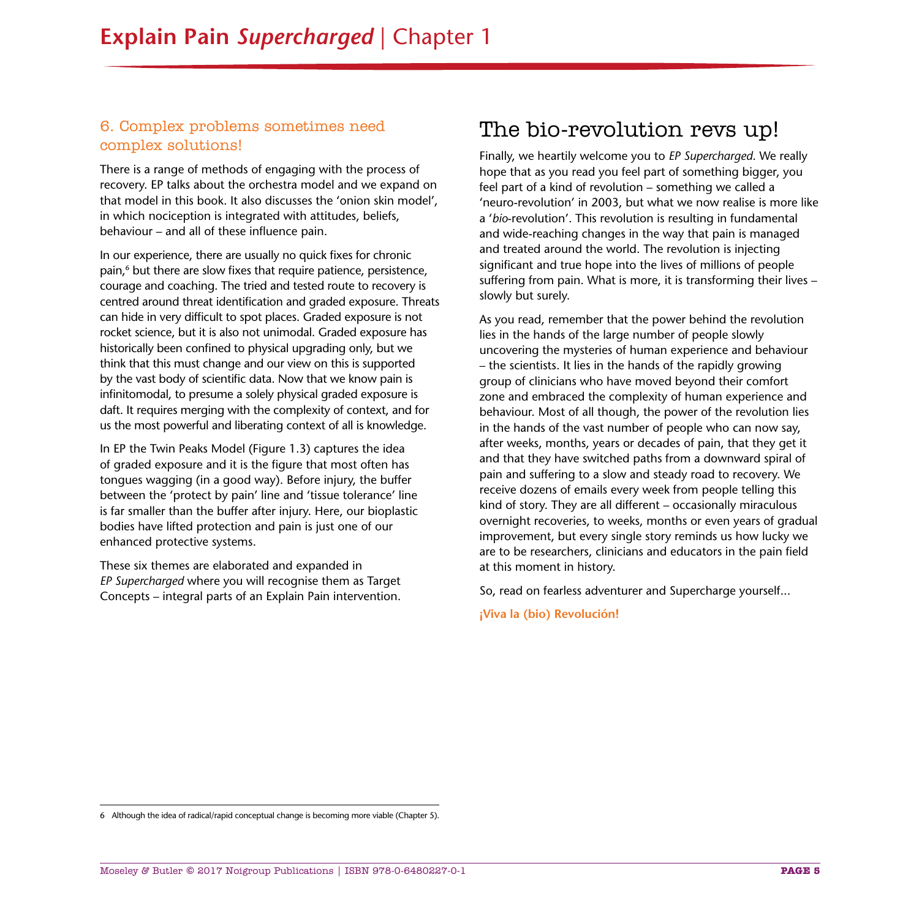### 6. Complex problems sometimes need complex solutions!

There is a range of methods of engaging with the process of recovery. EP talks about the orchestra model and we expand on that model in this book. It also discusses the 'onion skin model', in which nociception is integrated with attitudes, beliefs, behaviour – and all of these influence pain.

In our experience, there are usually no quick fixes for chronic pain,[6] but there are slow fixes that require patience, persistence, courage and coaching. The tried and tested route to recovery is centred around threat identification and graded exposure. Threats can hide in very difficult to spot places. Graded exposure is not rocket science, but it is also not unimodal. Graded exposure has historically been confined to physical upgrading only, but we think that this must change and our view on this is supported by the vast body of scientific data. Now that we know pain is infinitomodal, to presume a solely physical graded exposure is daft. It requires merging with the complexity of context, and for us the most powerful and liberating context of all is knowledge.

In EP the Twin Peaks Model (Figure 1.3) captures the idea of graded exposure and it is the figure that most often has tongues wagging (in a good way). Before injury, the buffer between the 'protect by pain' line and 'tissue tolerance' line is far smaller than the buffer after injury. Here, our bioplastic bodies have lifted protection and pain is just one of our enhanced protective systems.

These six themes are elaborated and expanded in *EP Supercharged* where you will recognise them as Target Concepts – integral parts of an Explain Pain intervention.

## The bio-revolution revs up!

Finally, we heartily welcome you to *EP Supercharged*. We really hope that as you read you feel part of something bigger, you feel part of a kind of revolution – something we called a 'neuro-revolution' in 2003, but what we now realise is more like a '*bio*-revolution'. This revolution is resulting in fundamental and wide-reaching changes in the way that pain is managed and treated around the world. The revolution is injecting significant and true hope into the lives of millions of people suffering from pain. What is more, it is transforming their lives – slowly but surely.

As you read, remember that the power behind the revolution lies in the hands of the large number of people slowly uncovering the mysteries of human experience and behaviour – the scientists. It lies in the hands of the rapidly growing group of clinicians who have moved beyond their comfort zone and embraced the complexity of human experience and behaviour. Most of all though, the power of the revolution lies in the hands of the vast number of people who can now say, after weeks, months, years or decades of pain, that they get it and that they have switched paths from a downward spiral of pain and suffering to a slow and steady road to recovery. We receive dozens of emails every week from people telling this kind of story. They are all different – occasionally miraculous overnight recoveries, to weeks, months or even years of gradual improvement, but every single story reminds us how lucky we are to be researchers, clinicians and educators in the pain field at this moment in history.

So, read on fearless adventurer and Supercharge yourself...

**¡Viva la (bio) Revolución!**

---

6 Although the idea of radical/rapid conceptual change is becoming more viable (Chapter 5).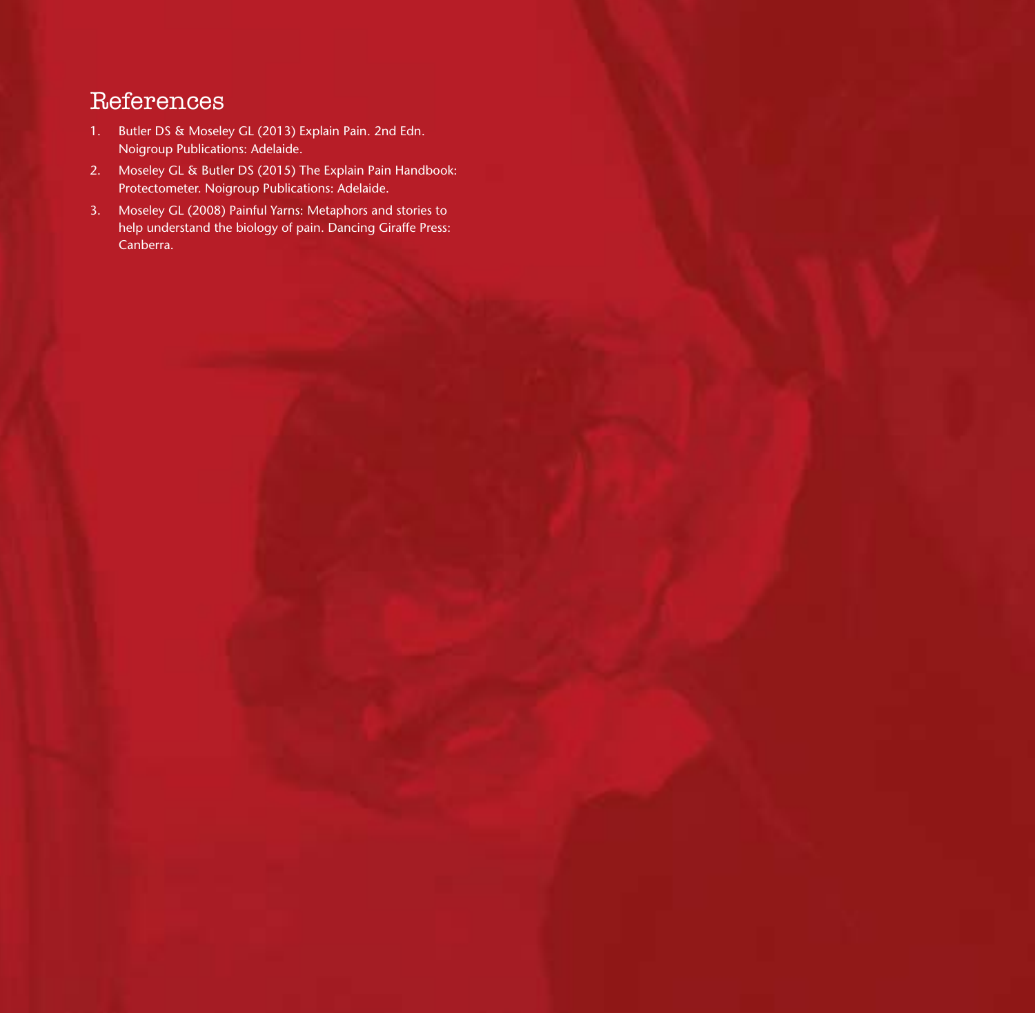# References

1. Butler DS & Moseley GL (2013) Explain Pain. 2nd Edn. Noigroup Publications: Adelaide.
2. Moseley GL & Butler DS (2015) The Explain Pain Handbook: Protectometer. Noigroup Publications: Adelaide.
3. Moseley GL (2008) Painful Yarns: Metaphors and stories to help understand the biology of pain. Dancing Giraffe Press: Canberra.